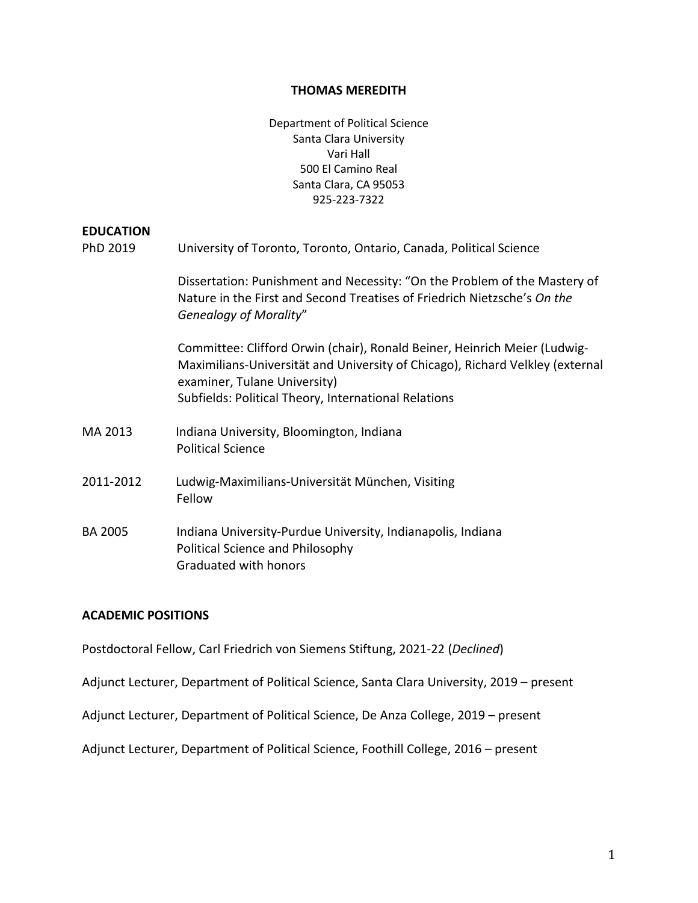# THOMAS MEREDITH

Department of Political Science
Santa Clara University
Vari Hall
500 El Camino Real
Santa Clara, CA 95053
925-223-7322

## EDUCATION

PhD 2019 — University of Toronto, Toronto, Ontario, Canada, Political Science

Dissertation: Punishment and Necessity: "On the Problem of the Mastery of Nature in the First and Second Treatises of Friedrich Nietzsche's *On the Genealogy of Morality*"

Committee: Clifford Orwin (chair), Ronald Beiner, Heinrich Meier (Ludwig-Maximilians-Universität and University of Chicago), Richard Velkley (external examiner, Tulane University)
Subfields: Political Theory, International Relations

MA 2013 — Indiana University, Bloomington, Indiana
Political Science

2011-2012 — Ludwig-Maximilians-Universität München, Visiting Fellow

BA 2005 — Indiana University-Purdue University, Indianapolis, Indiana
Political Science and Philosophy
Graduated with honors

## ACADEMIC POSITIONS

Postdoctoral Fellow, Carl Friedrich von Siemens Stiftung, 2021-22 (*Declined*)

Adjunct Lecturer, Department of Political Science, Santa Clara University, 2019 – present

Adjunct Lecturer, Department of Political Science, De Anza College, 2019 – present

Adjunct Lecturer, Department of Political Science, Foothill College, 2016 – present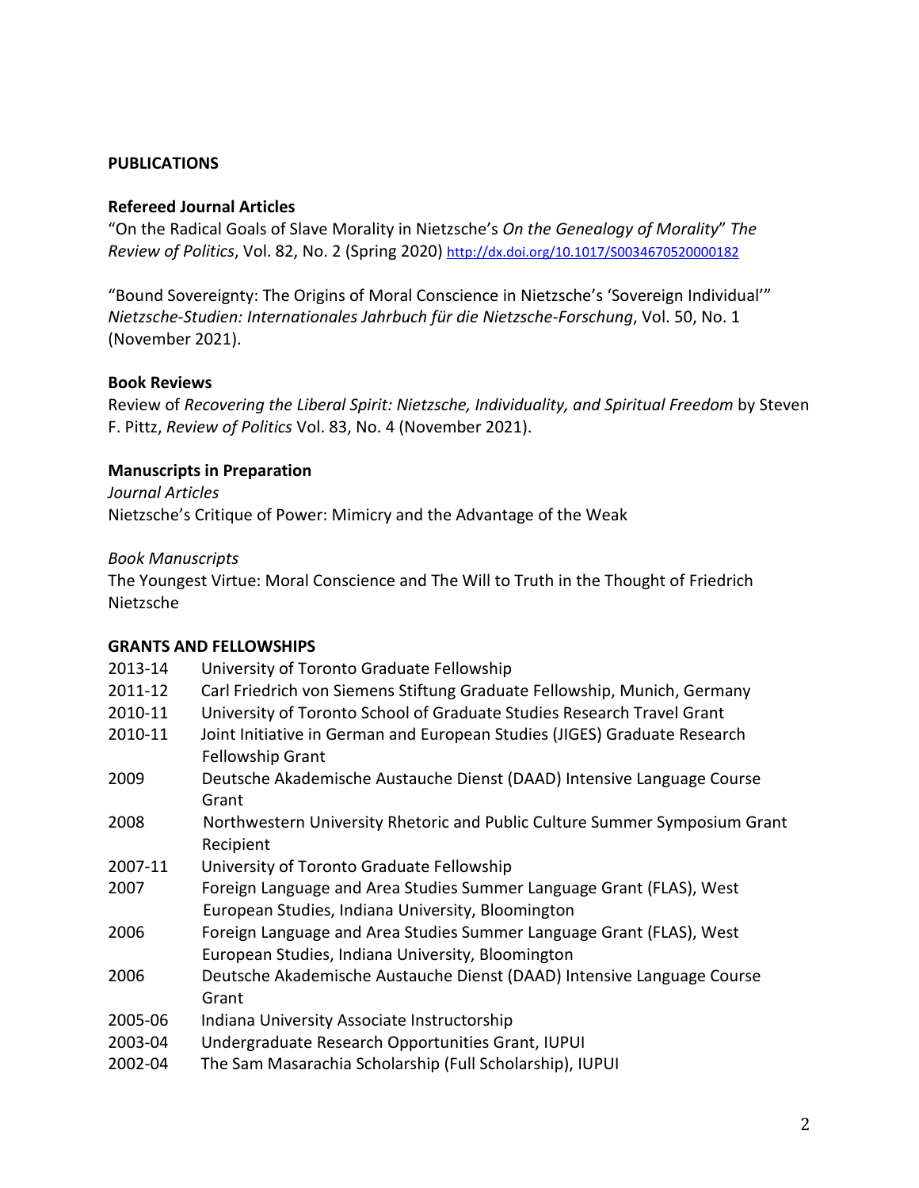## PUBLICATIONS

### Refereed Journal Articles

"On the Radical Goals of Slave Morality in Nietzsche's *On the Genealogy of Morality*" *The Review of Politics*, Vol. 82, No. 2 (Spring 2020) http://dx.doi.org/10.1017/S0034670520000182

"Bound Sovereignty: The Origins of Moral Conscience in Nietzsche's 'Sovereign Individual'" *Nietzsche-Studien: Internationales Jahrbuch für die Nietzsche-Forschung*, Vol. 50, No. 1 (November 2021).

### Book Reviews

Review of *Recovering the Liberal Spirit: Nietzsche, Individuality, and Spiritual Freedom* by Steven F. Pittz, *Review of Politics* Vol. 83, No. 4 (November 2021).

### Manuscripts in Preparation

*Journal Articles*

Nietzsche's Critique of Power: Mimicry and the Advantage of the Weak

*Book Manuscripts*

The Youngest Virtue: Moral Conscience and The Will to Truth in the Thought of Friedrich Nietzsche

## GRANTS AND FELLOWSHIPS

| | |
|---|---|
| 2013-14 | University of Toronto Graduate Fellowship |
| 2011-12 | Carl Friedrich von Siemens Stiftung Graduate Fellowship, Munich, Germany |
| 2010-11 | University of Toronto School of Graduate Studies Research Travel Grant |
| 2010-11 | Joint Initiative in German and European Studies (JIGES) Graduate Research Fellowship Grant |
| 2009 | Deutsche Akademische Austauche Dienst (DAAD) Intensive Language Course Grant |
| 2008 | Northwestern University Rhetoric and Public Culture Summer Symposium Grant Recipient |
| 2007-11 | University of Toronto Graduate Fellowship |
| 2007 | Foreign Language and Area Studies Summer Language Grant (FLAS), West European Studies, Indiana University, Bloomington |
| 2006 | Foreign Language and Area Studies Summer Language Grant (FLAS), West European Studies, Indiana University, Bloomington |
| 2006 | Deutsche Akademische Austauche Dienst (DAAD) Intensive Language Course Grant |
| 2005-06 | Indiana University Associate Instructorship |
| 2003-04 | Undergraduate Research Opportunities Grant, IUPUI |
| 2002-04 | The Sam Masarachia Scholarship (Full Scholarship), IUPUI |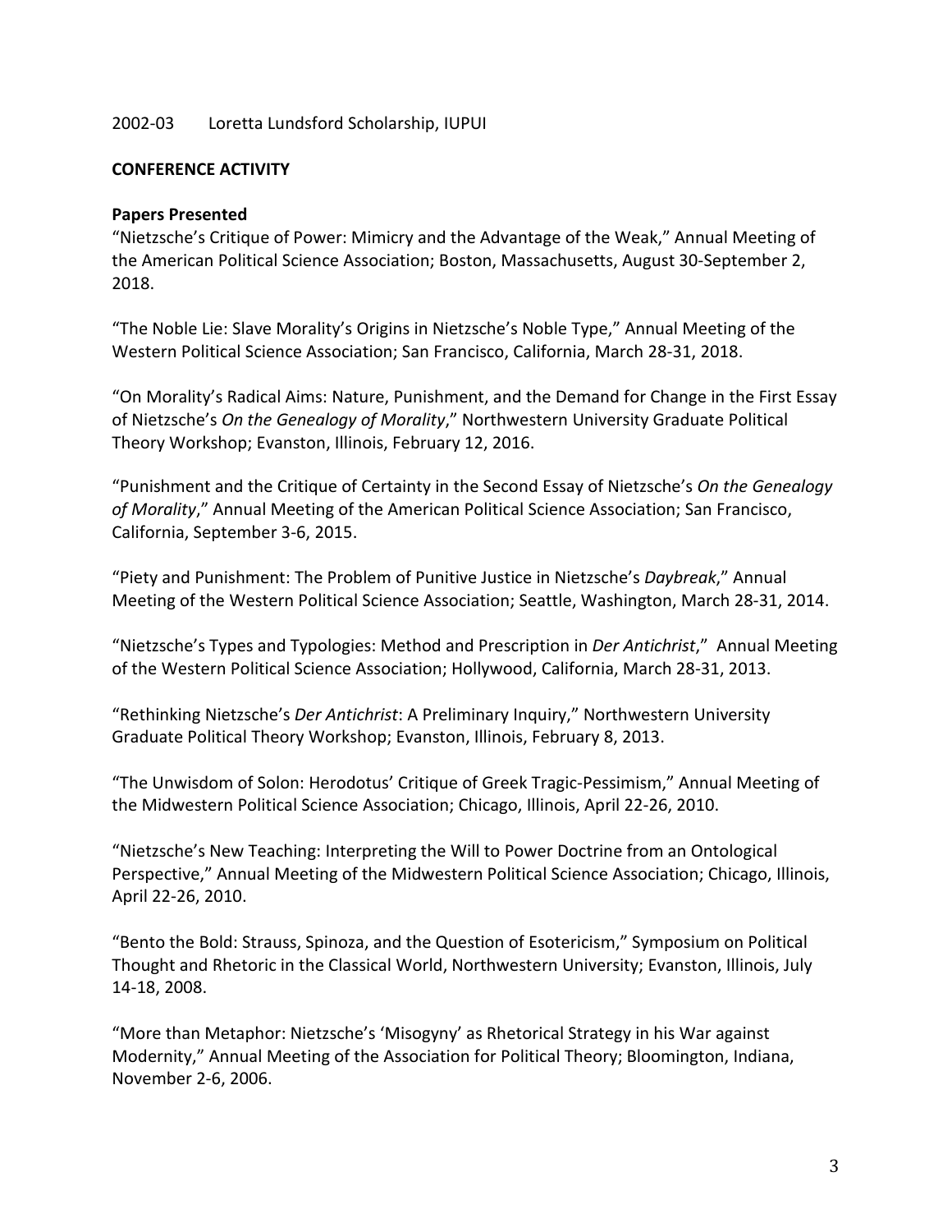2002-03 Loretta Lundsford Scholarship, IUPUI

## CONFERENCE ACTIVITY

### Papers Presented

"Nietzsche's Critique of Power: Mimicry and the Advantage of the Weak," Annual Meeting of the American Political Science Association; Boston, Massachusetts, August 30-September 2, 2018.

"The Noble Lie: Slave Morality's Origins in Nietzsche's Noble Type," Annual Meeting of the Western Political Science Association; San Francisco, California, March 28-31, 2018.

"On Morality's Radical Aims: Nature, Punishment, and the Demand for Change in the First Essay of Nietzsche's *On the Genealogy of Morality*," Northwestern University Graduate Political Theory Workshop; Evanston, Illinois, February 12, 2016.

"Punishment and the Critique of Certainty in the Second Essay of Nietzsche's *On the Genealogy of Morality*," Annual Meeting of the American Political Science Association; San Francisco, California, September 3-6, 2015.

"Piety and Punishment: The Problem of Punitive Justice in Nietzsche's *Daybreak*," Annual Meeting of the Western Political Science Association; Seattle, Washington, March 28-31, 2014.

"Nietzsche's Types and Typologies: Method and Prescription in *Der Antichrist*," Annual Meeting of the Western Political Science Association; Hollywood, California, March 28-31, 2013.

"Rethinking Nietzsche's *Der Antichrist*: A Preliminary Inquiry," Northwestern University Graduate Political Theory Workshop; Evanston, Illinois, February 8, 2013.

"The Unwisdom of Solon: Herodotus' Critique of Greek Tragic-Pessimism," Annual Meeting of the Midwestern Political Science Association; Chicago, Illinois, April 22-26, 2010.

"Nietzsche's New Teaching: Interpreting the Will to Power Doctrine from an Ontological Perspective," Annual Meeting of the Midwestern Political Science Association; Chicago, Illinois, April 22-26, 2010.

"Bento the Bold: Strauss, Spinoza, and the Question of Esotericism," Symposium on Political Thought and Rhetoric in the Classical World, Northwestern University; Evanston, Illinois, July 14-18, 2008.

"More than Metaphor: Nietzsche's 'Misogyny' as Rhetorical Strategy in his War against Modernity," Annual Meeting of the Association for Political Theory; Bloomington, Indiana, November 2-6, 2006.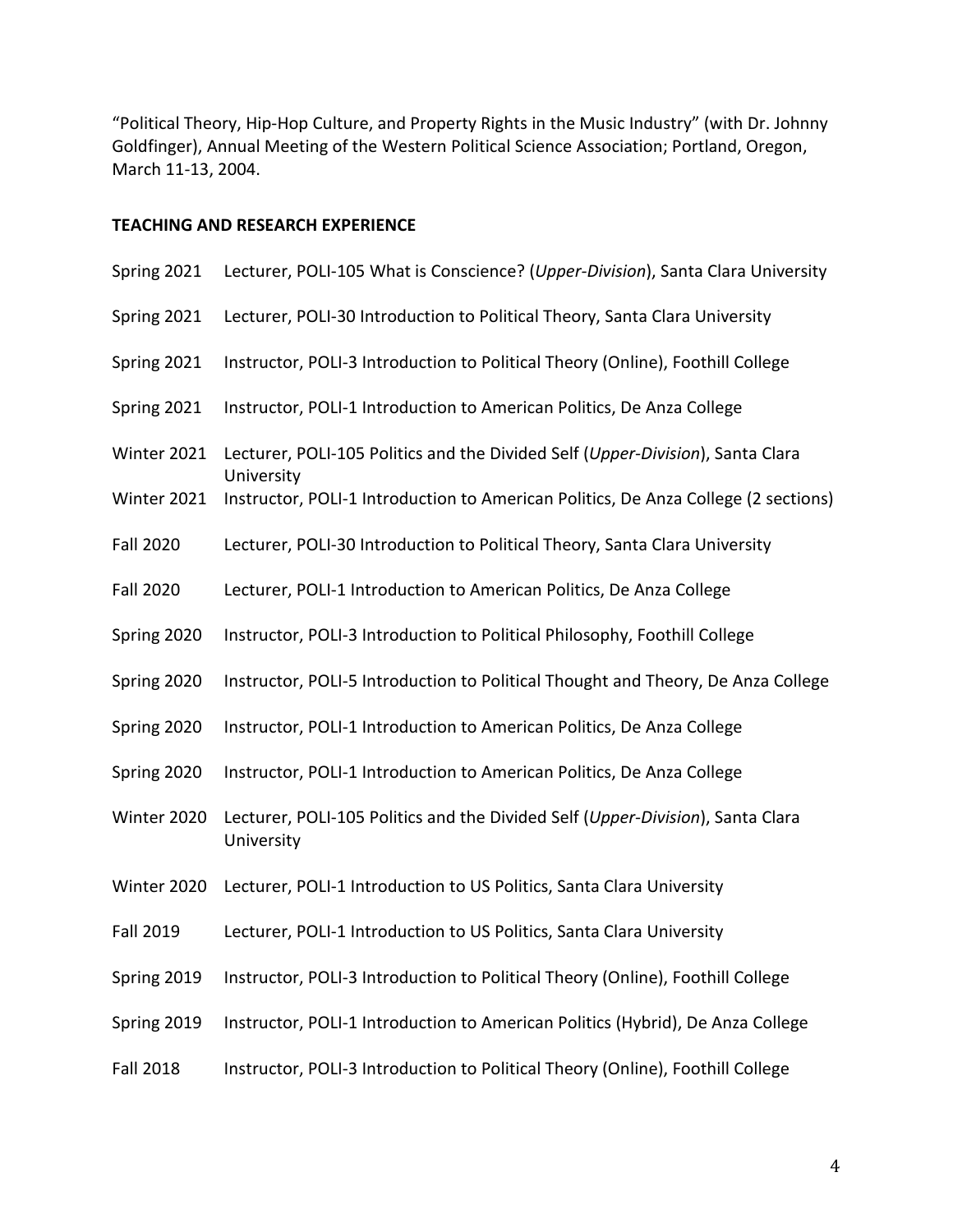"Political Theory, Hip-Hop Culture, and Property Rights in the Music Industry" (with Dr. Johnny Goldfinger), Annual Meeting of the Western Political Science Association; Portland, Oregon, March 11-13, 2004.

**TEACHING AND RESEARCH EXPERIENCE**

Spring 2021 Lecturer, POLI-105 What is Conscience? (*Upper-Division*), Santa Clara University

Spring 2021 Lecturer, POLI-30 Introduction to Political Theory, Santa Clara University

Spring 2021 Instructor, POLI-3 Introduction to Political Theory (Online), Foothill College

Spring 2021 Instructor, POLI-1 Introduction to American Politics, De Anza College

Winter 2021 Lecturer, POLI-105 Politics and the Divided Self (*Upper-Division*), Santa Clara University

Winter 2021 Instructor, POLI-1 Introduction to American Politics, De Anza College (2 sections)

Fall 2020 Lecturer, POLI-30 Introduction to Political Theory, Santa Clara University

Fall 2020 Lecturer, POLI-1 Introduction to American Politics, De Anza College

Spring 2020 Instructor, POLI-3 Introduction to Political Philosophy, Foothill College

Spring 2020 Instructor, POLI-5 Introduction to Political Thought and Theory, De Anza College

Spring 2020 Instructor, POLI-1 Introduction to American Politics, De Anza College

Spring 2020 Instructor, POLI-1 Introduction to American Politics, De Anza College

Winter 2020 Lecturer, POLI-105 Politics and the Divided Self (*Upper-Division*), Santa Clara University

Winter 2020 Lecturer, POLI-1 Introduction to US Politics, Santa Clara University

Fall 2019 Lecturer, POLI-1 Introduction to US Politics, Santa Clara University

Spring 2019 Instructor, POLI-3 Introduction to Political Theory (Online), Foothill College

Spring 2019 Instructor, POLI-1 Introduction to American Politics (Hybrid), De Anza College

Fall 2018 Instructor, POLI-3 Introduction to Political Theory (Online), Foothill College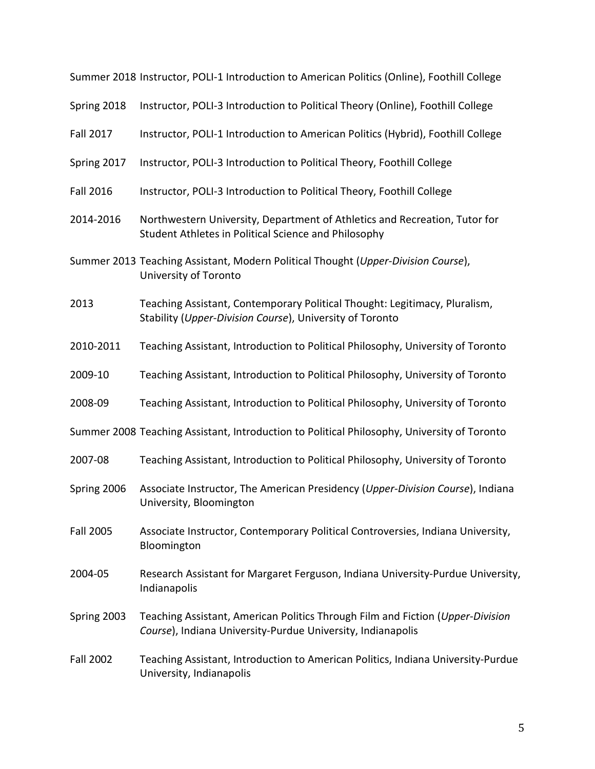Summer 2018 Instructor, POLI-1 Introduction to American Politics (Online), Foothill College

Spring 2018 Instructor, POLI-3 Introduction to Political Theory (Online), Foothill College

Fall 2017 Instructor, POLI-1 Introduction to American Politics (Hybrid), Foothill College

Spring 2017 Instructor, POLI-3 Introduction to Political Theory, Foothill College

Fall 2016 Instructor, POLI-3 Introduction to Political Theory, Foothill College

2014-2016 Northwestern University, Department of Athletics and Recreation, Tutor for Student Athletes in Political Science and Philosophy

Summer 2013 Teaching Assistant, Modern Political Thought (*Upper-Division Course*), University of Toronto

2013 Teaching Assistant, Contemporary Political Thought: Legitimacy, Pluralism, Stability (*Upper-Division Course*), University of Toronto

2010-2011 Teaching Assistant, Introduction to Political Philosophy, University of Toronto

2009-10 Teaching Assistant, Introduction to Political Philosophy, University of Toronto

2008-09 Teaching Assistant, Introduction to Political Philosophy, University of Toronto

Summer 2008 Teaching Assistant, Introduction to Political Philosophy, University of Toronto

2007-08 Teaching Assistant, Introduction to Political Philosophy, University of Toronto

Spring 2006 Associate Instructor, The American Presidency (*Upper-Division Course*), Indiana University, Bloomington

Fall 2005 Associate Instructor, Contemporary Political Controversies, Indiana University, Bloomington

2004-05 Research Assistant for Margaret Ferguson, Indiana University-Purdue University, Indianapolis

Spring 2003 Teaching Assistant, American Politics Through Film and Fiction (*Upper-Division Course*), Indiana University-Purdue University, Indianapolis

Fall 2002 Teaching Assistant, Introduction to American Politics, Indiana University-Purdue University, Indianapolis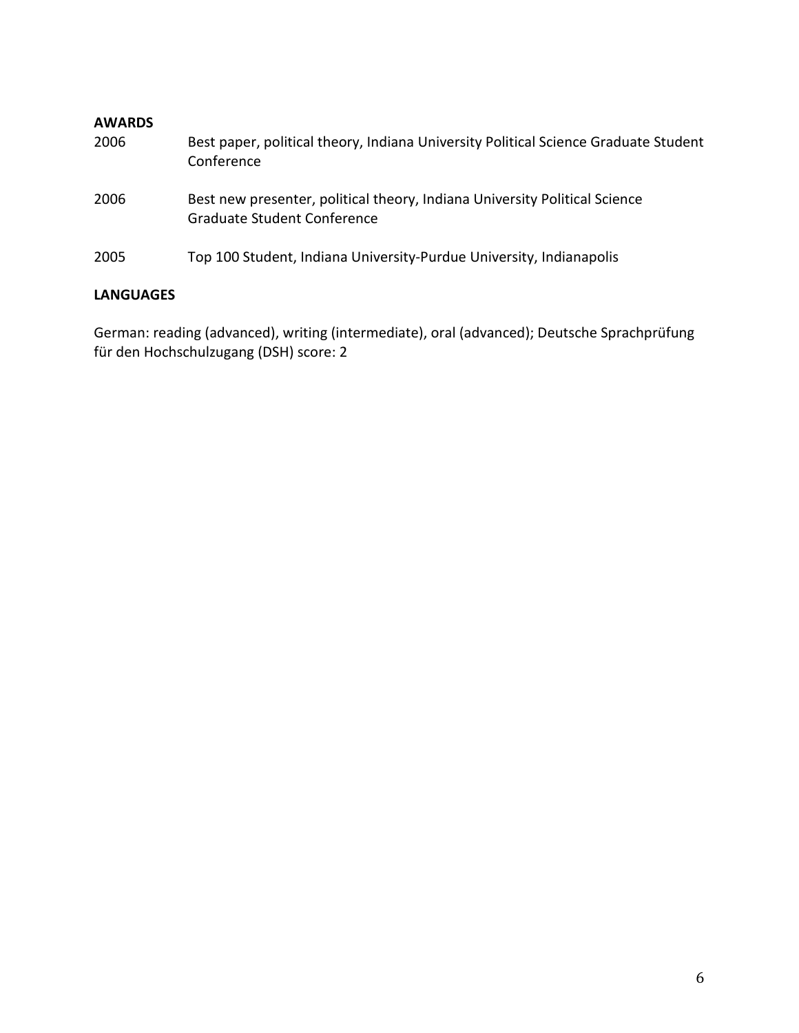**AWARDS**

2006 Best paper, political theory, Indiana University Political Science Graduate Student Conference

2006 Best new presenter, political theory, Indiana University Political Science Graduate Student Conference

2005 Top 100 Student, Indiana University-Purdue University, Indianapolis

**LANGUAGES**

German: reading (advanced), writing (intermediate), oral (advanced); Deutsche Sprachprüfung für den Hochschulzugang (DSH) score: 2